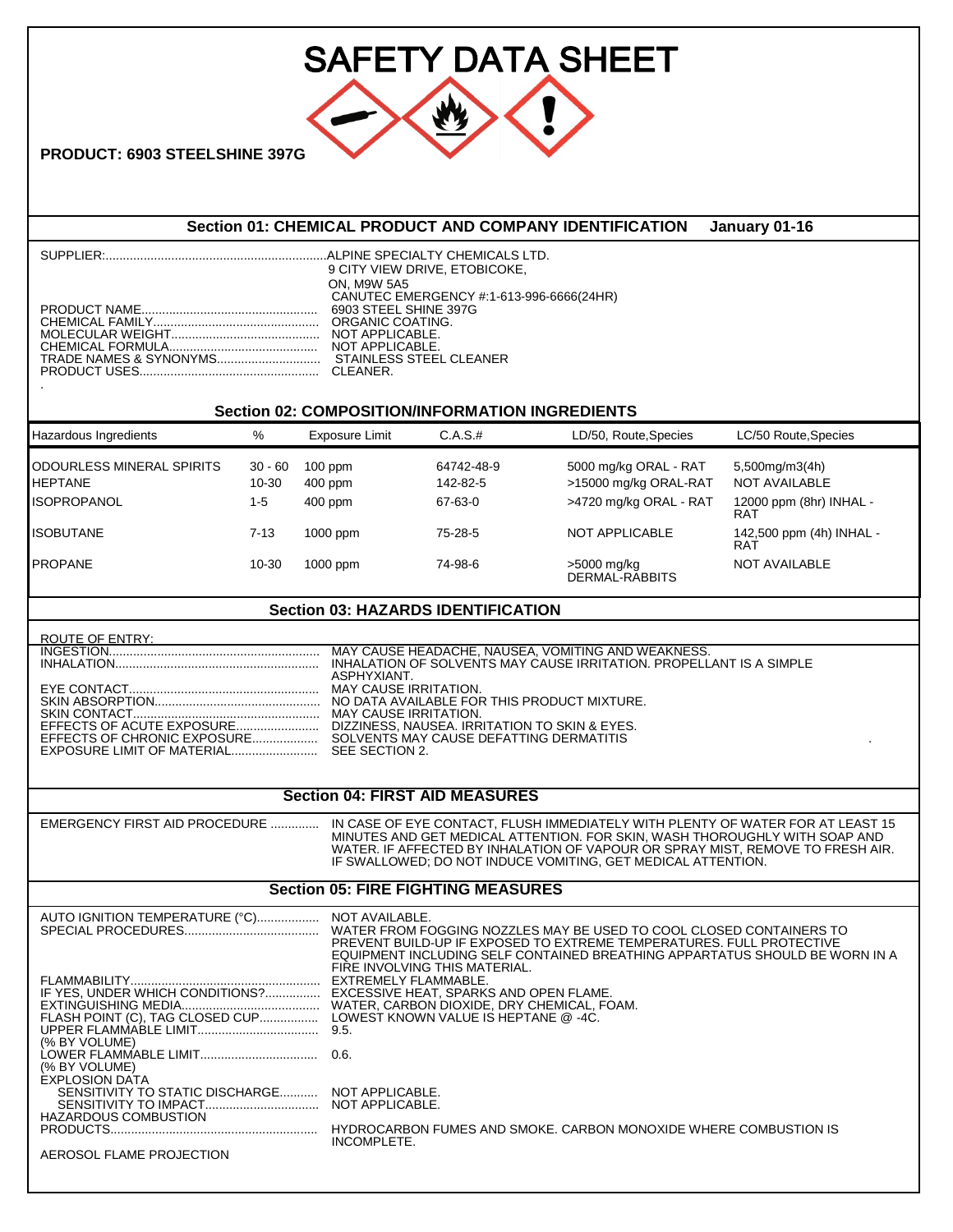# SAFETY DATA SHEET

**PRODUCT: 6903 STEELSHINE 397G**

## Section 01: CHEMICAL PRODUCT AND COMPANY IDENTIFICATION January 01-16

SUPPLIER................................................................ALPINE SPECIALTY CHEMICALS LTD.
9 CITY VIEW DRIVE, ETOBICOKE,
ON, M9W 5A5
CANUTEC EMERGENCY #:1-613-996-6666(24HR)

PRODUCT NAME.................................................. 6903 STEEL SHINE 397G
CHEMICAL FAMILY............................................... ORGANIC COATING.
MOLECULAR WEIGHT.......................................... NOT APPLICABLE.
CHEMICAL FORMULA........................................... NOT APPLICABLE.
TRADE NAMES & SYNONYMS............................. STAINLESS STEEL CLEANER
PRODUCT USES................................................... CLEANER.

## Section 02: COMPOSITION/INFORMATION INGREDIENTS

| Hazardous Ingredients | % | Exposure Limit | C.A.S.# | LD/50, Route,Species | LC/50 Route,Species |
|---|---|---|---|---|---|
| ODOURLESS MINERAL SPIRITS | 30 - 60 | 100 ppm | 64742-48-9 | 5000 mg/kg ORAL - RAT | 5,500mg/m3(4h) |
| HEPTANE | 10-30 | 400 ppm | 142-82-5 | >15000 mg/kg ORAL-RAT | NOT AVAILABLE |
| ISOPROPANOL | 1-5 | 400 ppm | 67-63-0 | >4720 mg/kg ORAL - RAT | 12000 ppm (8hr) INHAL - RAT |
| ISOBUTANE | 7-13 | 1000 ppm | 75-28-5 | NOT APPLICABLE | 142,500 ppm (4h) INHAL - RAT |
| PROPANE | 10-30 | 1000 ppm | 74-98-6 | >5000 mg/kg DERMAL-RABBITS | NOT AVAILABLE |

## Section 03: HAZARDS IDENTIFICATION

ROUTE OF ENTRY:
INGESTION............................................................ MAY CAUSE HEADACHE, NAUSEA, VOMITING AND WEAKNESS.
INHALATION.......................................................... INHALATION OF SOLVENTS MAY CAUSE IRRITATION. PROPELLANT IS A SIMPLE ASPHYXIANT.
EYE CONTACT....................................................... MAY CAUSE IRRITATION.
SKIN ABSORPTION............................................... NO DATA AVAILABLE FOR THIS PRODUCT MIXTURE.
SKIN CONTACT...................................................... MAY CAUSE IRRITATION.
EFFECTS OF ACUTE EXPOSURE........................ DIZZINESS, NAUSEA. IRRITATION TO SKIN & EYES.
EFFECTS OF CHRONIC EXPOSURE................... SOLVENTS MAY CAUSE DEFATTING DERMATITIS
EXPOSURE LIMIT OF MATERIAL......................... SEE SECTION 2.

## Section 04: FIRST AID MEASURES

EMERGENCY FIRST AID PROCEDURE .............. IN CASE OF EYE CONTACT, FLUSH IMMEDIATELY WITH PLENTY OF WATER FOR AT LEAST 15 MINUTES AND GET MEDICAL ATTENTION. FOR SKIN, WASH THOROUGHLY WITH SOAP AND WATER. IF AFFECTED BY INHALATION OF VAPOUR OR SPRAY MIST, REMOVE TO FRESH AIR. IF SWALLOWED; DO NOT INDUCE VOMITING, GET MEDICAL ATTENTION.

## Section 05: FIRE FIGHTING MEASURES

AUTO IGNITION TEMPERATURE (°C).................. NOT AVAILABLE.
SPECIAL PROCEDURES...................................... WATER FROM FOGGING NOZZLES MAY BE USED TO COOL CLOSED CONTAINERS TO PREVENT BUILD-UP IF EXPOSED TO EXTREME TEMPERATURES. FULL PROTECTIVE EQUIPMENT INCLUDING SELF CONTAINED BREATHING APPARTATUS SHOULD BE WORN IN A FIRE INVOLVING THIS MATERIAL.
FLAMMABILITY....................................................... EXTREMELY FLAMMABLE.
IF YES, UNDER WHICH CONDITIONS?................ EXCESSIVE HEAT, SPARKS AND OPEN FLAME.
EXTINGUISHING MEDIA........................................ WATER, CARBON DIOXIDE, DRY CHEMICAL, FOAM.
FLASH POINT (C), TAG CLOSED CUP................. LOWEST KNOWN VALUE IS HEPTANE @ -4C.
UPPER FLAMMABLE LIMIT (% BY VOLUME)........ 9.5.
LOWER FLAMMABLE LIMIT (% BY VOLUME)........ 0.6.
EXPLOSION DATA
SENSITIVITY TO STATIC DISCHARGE........... NOT APPLICABLE.
SENSITIVITY TO IMPACT................................ NOT APPLICABLE.
HAZARDOUS COMBUSTION PRODUCTS.......................................................... HYDROCARBON FUMES AND SMOKE. CARBON MONOXIDE WHERE COMBUSTION IS INCOMPLETE.
AEROSOL FLAME PROJECTION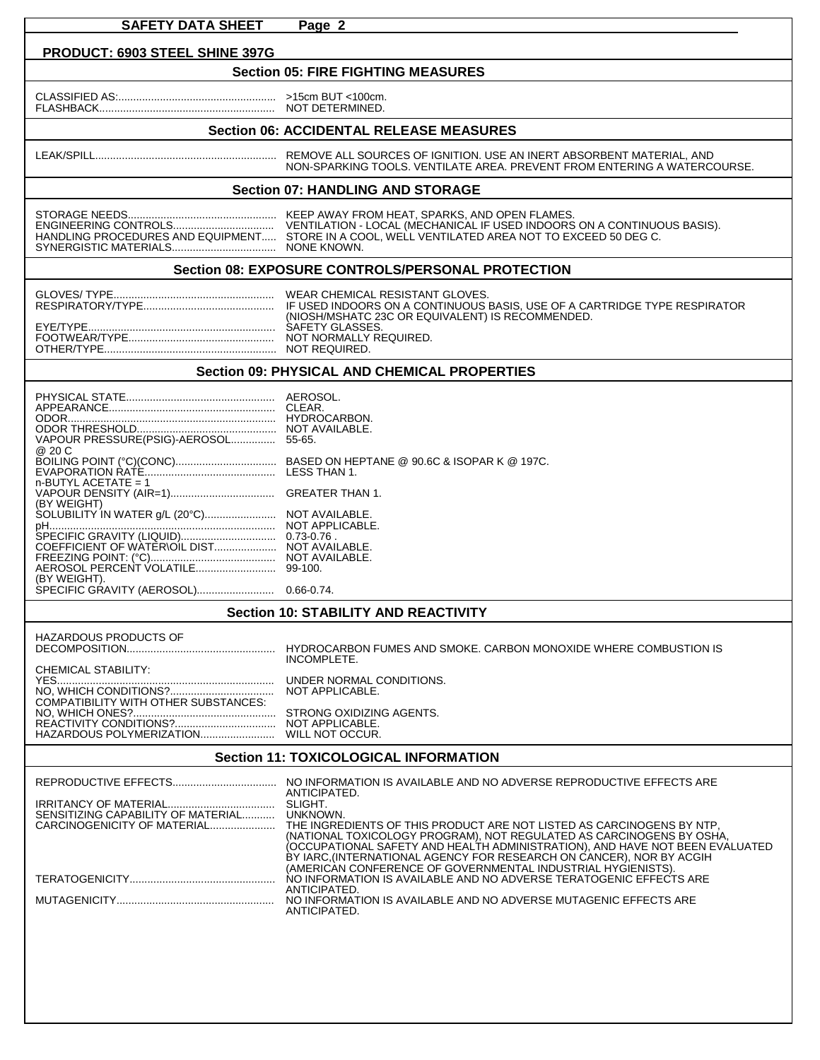**SAFETY DATA SHEET**

**PRODUCT: 6903 STEEL SHINE 397G**

## Section 05: FIRE FIGHTING MEASURES

| | |
|---|---|
| CLASSIFIED AS: | >15cm BUT <100cm. |
| FLASHBACK | NOT DETERMINED. |

## Section 06: ACCIDENTAL RELEASE MEASURES

| | |
|---|---|
| LEAK/SPILL | REMOVE ALL SOURCES OF IGNITION. USE AN INERT ABSORBENT MATERIAL, AND NON-SPARKING TOOLS. VENTILATE AREA. PREVENT FROM ENTERING A WATERCOURSE. |

## Section 07: HANDLING AND STORAGE

| | |
|---|---|
| STORAGE NEEDS | KEEP AWAY FROM HEAT, SPARKS, AND OPEN FLAMES. |
| ENGINEERING CONTROLS | VENTILATION - LOCAL (MECHANICAL IF USED INDOORS ON A CONTINUOUS BASIS). |
| HANDLING PROCEDURES AND EQUIPMENT | STORE IN A COOL, WELL VENTILATED AREA NOT TO EXCEED 50 DEG C. |
| SYNERGISTIC MATERIALS | NONE KNOWN. |

## Section 08: EXPOSURE CONTROLS/PERSONAL PROTECTION

| | |
|---|---|
| GLOVES/ TYPE | WEAR CHEMICAL RESISTANT GLOVES. |
| RESPIRATORY/TYPE | IF USED INDOORS ON A CONTINUOUS BASIS, USE OF A CARTRIDGE TYPE RESPIRATOR (NIOSH/MSHATC 23C OR EQUIVALENT) IS RECOMMENDED. |
| EYE/TYPE | SAFETY GLASSES. |
| FOOTWEAR/TYPE | NOT NORMALLY REQUIRED. |
| OTHER/TYPE | NOT REQUIRED. |

## Section 09: PHYSICAL AND CHEMICAL PROPERTIES

| | |
|---|---|
| PHYSICAL STATE | AEROSOL. |
| APPEARANCE | CLEAR. |
| ODOR | HYDROCARBON. |
| ODOR THRESHOLD | NOT AVAILABLE. |
| VAPOUR PRESSURE(PSIG)-AEROSOL @ 20 C | 55-65. |
| BOILING POINT (°C)(CONC) | BASED ON HEPTANE @ 90.6C & ISOPAR K @ 197C. |
| EVAPORATION RATE n-BUTYL ACETATE = 1 | LESS THAN 1. |
| VAPOUR DENSITY (AIR=1) (BY WEIGHT) | GREATER THAN 1. |
| SOLUBILITY IN WATER g/L (20°C) | NOT AVAILABLE. |
| pH | NOT APPLICABLE. |
| SPECIFIC GRAVITY (LIQUID) | 0.73-0.76 . |
| COEFFICIENT OF WATER\OIL DIST | NOT AVAILABLE. |
| FREEZING POINT: (°C) | NOT AVAILABLE. |
| AEROSOL PERCENT VOLATILE (BY WEIGHT). | 99-100. |
| SPECIFIC GRAVITY (AEROSOL) | 0.66-0.74. |

## Section 10: STABILITY AND REACTIVITY

| | |
|---|---|
| HAZARDOUS PRODUCTS OF DECOMPOSITION | HYDROCARBON FUMES AND SMOKE. CARBON MONOXIDE WHERE COMBUSTION IS INCOMPLETE. |
| CHEMICAL STABILITY: | |
| YES | UNDER NORMAL CONDITIONS. |
| NO, WHICH CONDITIONS? | NOT APPLICABLE. |
| COMPATIBILITY WITH OTHER SUBSTANCES: | |
| NO, WHICH ONES? | STRONG OXIDIZING AGENTS. |
| REACTIVITY CONDITIONS? | NOT APPLICABLE. |
| HAZARDOUS POLYMERIZATION | WILL NOT OCCUR. |

## Section 11: TOXICOLOGICAL INFORMATION

| | |
|---|---|
| REPRODUCTIVE EFFECTS | NO INFORMATION IS AVAILABLE AND NO ADVERSE REPRODUCTIVE EFFECTS ARE ANTICIPATED. |
| IRRITANCY OF MATERIAL | SLIGHT. |
| SENSITIZING CAPABILITY OF MATERIAL | UNKNOWN. |
| CARCINOGENICITY OF MATERIAL | THE INGREDIENTS OF THIS PRODUCT ARE NOT LISTED AS CARCINOGENS BY NTP, (NATIONAL TOXICOLOGY PROGRAM), NOT REGULATED AS CARCINOGENS BY OSHA, (OCCUPATIONAL SAFETY AND HEALTH ADMINISTRATION), AND HAVE NOT BEEN EVALUATED BY IARC,(INTERNATIONAL AGENCY FOR RESEARCH ON CANCER), NOR BY ACGIH (AMERICAN CONFERENCE OF GOVERNMENTAL INDUSTRIAL HYGIENISTS). |
| TERATOGENICITY | NO INFORMATION IS AVAILABLE AND NO ADVERSE TERATOGENIC EFFECTS ARE ANTICIPATED. |
| MUTAGENICITY | NO INFORMATION IS AVAILABLE AND NO ADVERSE MUTAGENIC EFFECTS ARE ANTICIPATED. |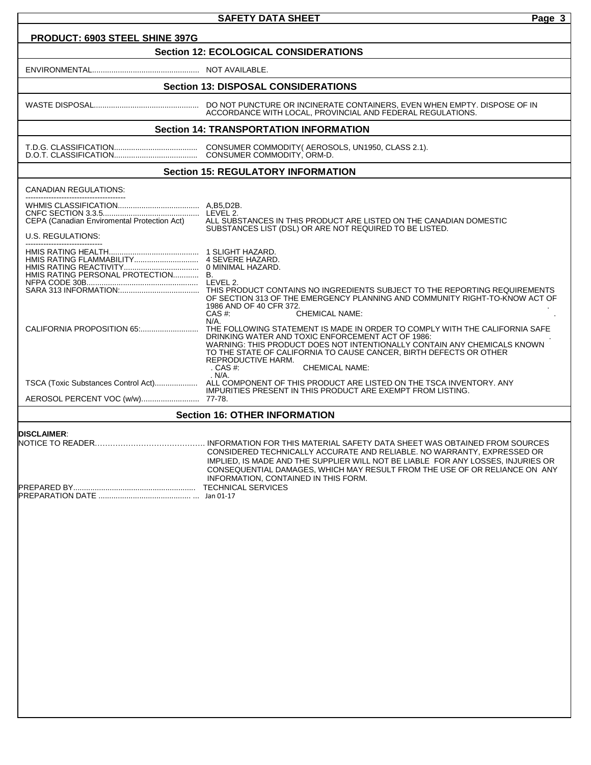**PRODUCT: 6903 STEEL SHINE 397G**

## Section 12: ECOLOGICAL CONSIDERATIONS

ENVIRONMENTAL.................................................. NOT AVAILABLE.

## Section 13: DISPOSAL CONSIDERATIONS

WASTE DISPOSAL................................................ DO NOT PUNCTURE OR INCINERATE CONTAINERS, EVEN WHEN EMPTY. DISPOSE OF IN ACCORDANCE WITH LOCAL, PROVINCIAL AND FEDERAL REGULATIONS.

## Section 14: TRANSPORTATION INFORMATION

T.D.G. CLASSIFICATION....................................... CONSUMER COMMODITY( AEROSOLS, UN1950, CLASS 2.1).
D.O.T. CLASSIFICATION....................................... CONSUMER COMMODITY, ORM-D.

## Section 15: REGULATORY INFORMATION

CANADIAN REGULATIONS:

WHMIS CLASSIFICATION...................................... A,B5,D2B.
CNFC SECTION 3.3.5............................................ LEVEL 2.
CEPA (Canadian Enviromental Protection Act) ALL SUBSTANCES IN THIS PRODUCT ARE LISTED ON THE CANADIAN DOMESTIC SUBSTANCES LIST (DSL) OR ARE NOT REQUIRED TO BE LISTED.

U.S. REGULATIONS:

HMIS RATING HEALTH.......................................... 1 SLIGHT HAZARD.
HMIS RATING FLAMMABILITY............................. 4 SEVERE HAZARD.
HMIS RATING REACTIVITY................................... 0 MINIMAL HAZARD.
HMIS RATING PERSONAL PROTECTION............ B.
NFPA CODE 30B.................................................... LEVEL 2.
SARA 313 INFORMATION:..................................... THIS PRODUCT CONTAINS NO INGREDIENTS SUBJECT TO THE REPORTING REQUIREMENTS OF SECTION 313 OF THE EMERGENCY PLANNING AND COMMUNITY RIGHT-TO-KNOW ACT OF 1986 AND OF 40 CFR 372.
CAS #: CHEMICAL NAME:
N/A.
CALIFORNIA PROPOSITION 65:........................... THE FOLLOWING STATEMENT IS MADE IN ORDER TO COMPLY WITH THE CALIFORNIA SAFE DRINKING WATER AND TOXIC ENFORCEMENT ACT OF 1986:
WARNING: THIS PRODUCT DOES NOT INTENTIONALLY CONTAIN ANY CHEMICALS KNOWN TO THE STATE OF CALIFORNIA TO CAUSE CANCER, BIRTH DEFECTS OR OTHER REPRODUCTIVE HARM.
. CAS #: CHEMICAL NAME:
. N/A.
TSCA (Toxic Substances Control Act).................... ALL COMPONENT OF THIS PRODUCT ARE LISTED ON THE TSCA INVENTORY. ANY IMPURITIES PRESENT IN THIS PRODUCT ARE EXEMPT FROM LISTING.
AEROSOL PERCENT VOC (w/w).......................... 77-78.

## Section 16: OTHER INFORMATION

**DISCLAIMER**:
NOTICE TO READER……………………………………. INFORMATION FOR THIS MATERIAL SAFETY DATA SHEET WAS OBTAINED FROM SOURCES CONSIDERED TECHNICALLY ACCURATE AND RELIABLE. NO WARRANTY, EXPRESSED OR IMPLIED, IS MADE AND THE SUPPLIER WILL NOT BE LIABLE FOR ANY LOSSES, INJURIES OR CONSEQUENTIAL DAMAGES, WHICH MAY RESULT FROM THE USE OF OR RELIANCE ON ANY INFORMATION, CONTAINED IN THIS FORM.
PREPARED BY......................................................... TECHNICAL SERVICES
PREPARATION DATE ........................................... ... Jan 01-17